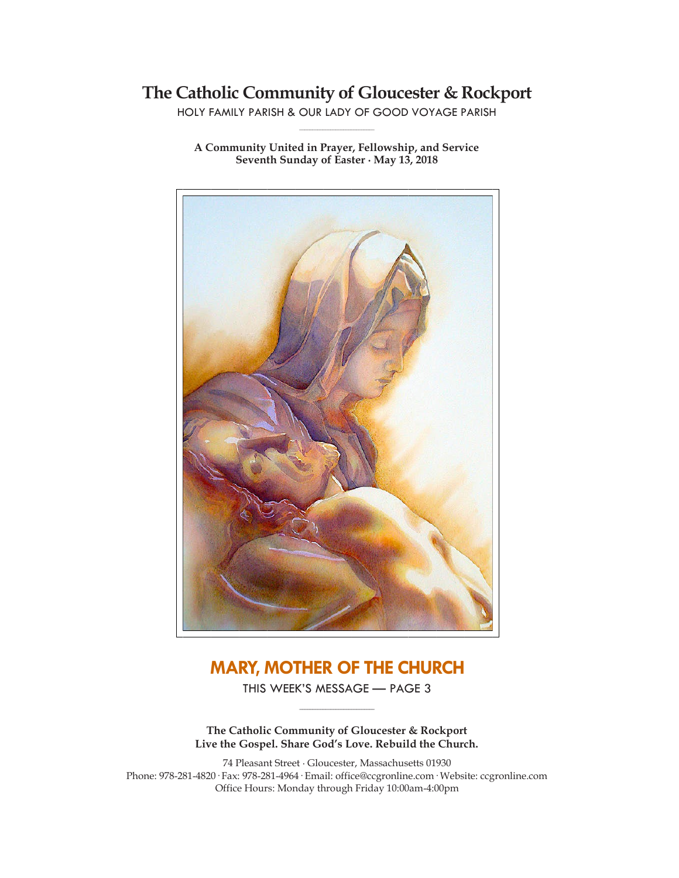# The Catholic Community of Gloucester & Rockport

HOLY FAMILY PARISH & OUR LADY OF GOOD VOYAGE PARISH

**A Community United in Prayer, Fellowship, and Service**
**Seventh Sunday of Easter · May 13, 2018**

## MARY, MOTHER OF THE CHURCH

THIS WEEK'S MESSAGE — PAGE 3

**The Catholic Community of Gloucester & Rockport**
**Live the Gospel. Share God's Love. Rebuild the Church.**

74 Pleasant Street · Gloucester, Massachusetts 01930
Phone: 978-281-4820 · Fax: 978-281-4964 · Email: office@ccgronline.com · Website: ccgronline.com
Office Hours: Monday through Friday 10:00am-4:00pm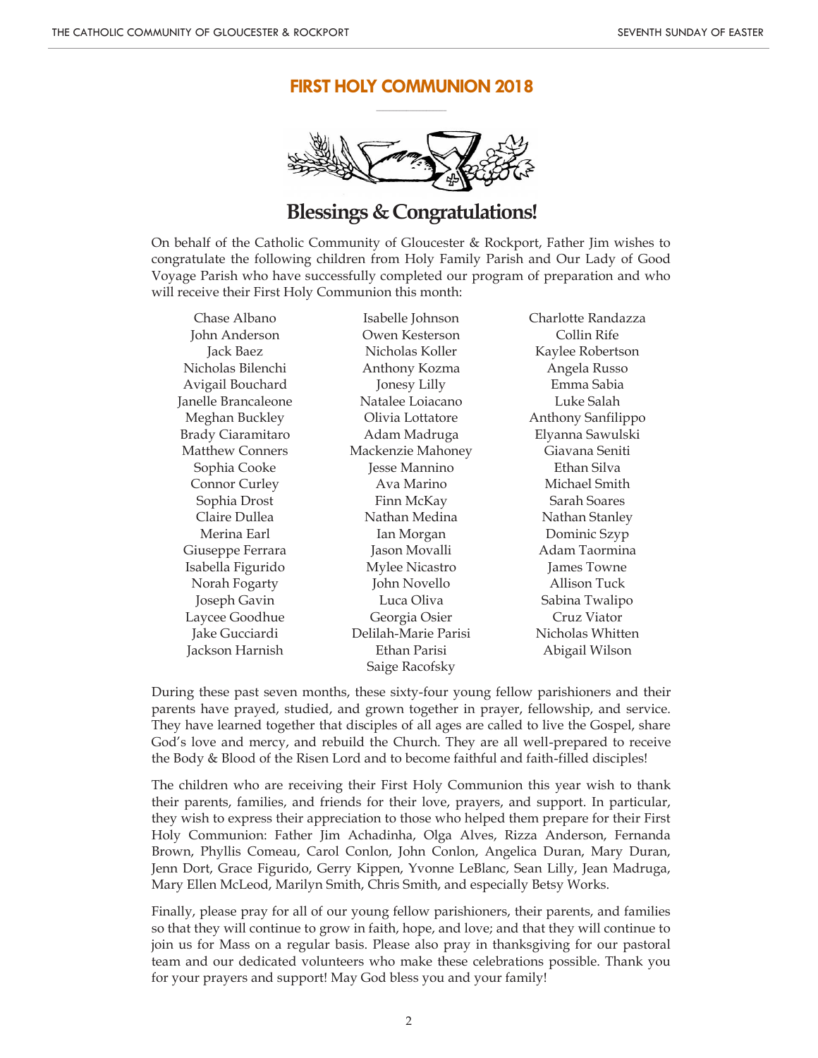# FIRST HOLY COMMUNION 2018

## Blessings & Congratulations!

On behalf of the Catholic Community of Gloucester & Rockport, Father Jim wishes to congratulate the following children from Holy Family Parish and Our Lady of Good Voyage Parish who have successfully completed our program of preparation and who will receive their First Holy Communion this month:

Chase Albano
John Anderson
Jack Baez
Nicholas Bilenchi
Avigail Bouchard
Janelle Brancaleone
Meghan Buckley
Brady Ciaramitaro
Matthew Conners
Sophia Cooke
Connor Curley
Sophia Drost
Claire Dullea
Merina Earl
Giuseppe Ferrara
Isabella Figurido
Norah Fogarty
Joseph Gavin
Laycee Goodhue
Jake Gucciardi
Jackson Harnish
Isabelle Johnson
Owen Kesterson
Nicholas Koller
Anthony Kozma
Jonesy Lilly
Natalee Loiacano
Olivia Lottatore
Adam Madruga
Mackenzie Mahoney
Jesse Mannino
Ava Marino
Finn McKay
Nathan Medina
Ian Morgan
Jason Movalli
Mylee Nicastro
John Novello
Luca Oliva
Georgia Osier
Delilah-Marie Parisi
Ethan Parisi
Saige Racofsky
Charlotte Randazza
Collin Rife
Kaylee Robertson
Angela Russo
Emma Sabia
Luke Salah
Anthony Sanfilippo
Elyanna Sawulski
Giavana Seniti
Ethan Silva
Michael Smith
Sarah Soares
Nathan Stanley
Dominic Szyp
Adam Taormina
James Towne
Allison Tuck
Sabina Twalipo
Cruz Viator
Nicholas Whitten
Abigail Wilson

During these past seven months, these sixty-four young fellow parishioners and their parents have prayed, studied, and grown together in prayer, fellowship, and service. They have learned together that disciples of all ages are called to live the Gospel, share God's love and mercy, and rebuild the Church. They are all well-prepared to receive the Body & Blood of the Risen Lord and to become faithful and faith-filled disciples!

The children who are receiving their First Holy Communion this year wish to thank their parents, families, and friends for their love, prayers, and support. In particular, they wish to express their appreciation to those who helped them prepare for their First Holy Communion: Father Jim Achadinha, Olga Alves, Rizza Anderson, Fernanda Brown, Phyllis Comeau, Carol Conlon, John Conlon, Angelica Duran, Mary Duran, Jenn Dort, Grace Figurido, Gerry Kippen, Yvonne LeBlanc, Sean Lilly, Jean Madruga, Mary Ellen McLeod, Marilyn Smith, Chris Smith, and especially Betsy Works.

Finally, please pray for all of our young fellow parishioners, their parents, and families so that they will continue to grow in faith, hope, and love; and that they will continue to join us for Mass on a regular basis. Please also pray in thanksgiving for our pastoral team and our dedicated volunteers who make these celebrations possible. Thank you for your prayers and support! May God bless you and your family!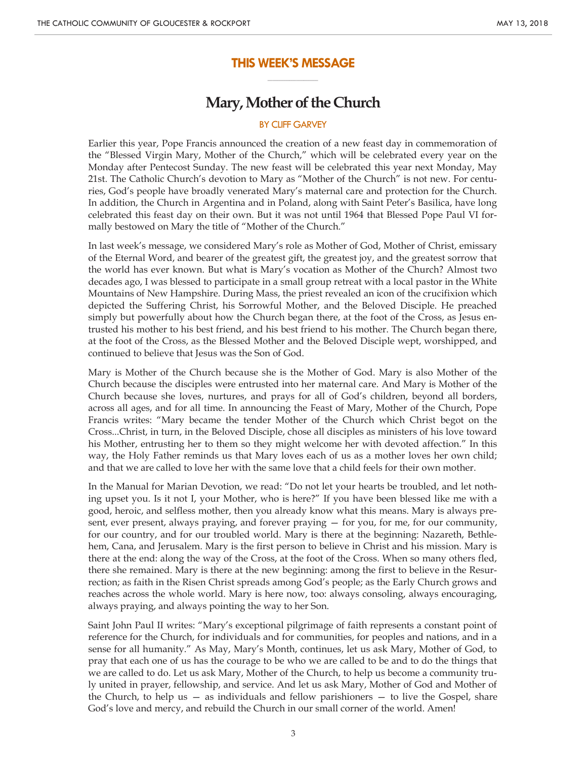## THIS WEEK'S MESSAGE

# Mary, Mother of the Church

BY CLIFF GARVEY

Earlier this year, Pope Francis announced the creation of a new feast day in commemoration of the "Blessed Virgin Mary, Mother of the Church," which will be celebrated every year on the Monday after Pentecost Sunday. The new feast will be celebrated this year next Monday, May 21st. The Catholic Church's devotion to Mary as "Mother of the Church" is not new. For centuries, God's people have broadly venerated Mary's maternal care and protection for the Church. In addition, the Church in Argentina and in Poland, along with Saint Peter's Basilica, have long celebrated this feast day on their own. But it was not until 1964 that Blessed Pope Paul VI formally bestowed on Mary the title of "Mother of the Church."

In last week's message, we considered Mary's role as Mother of God, Mother of Christ, emissary of the Eternal Word, and bearer of the greatest gift, the greatest joy, and the greatest sorrow that the world has ever known. But what is Mary's vocation as Mother of the Church? Almost two decades ago, I was blessed to participate in a small group retreat with a local pastor in the White Mountains of New Hampshire. During Mass, the priest revealed an icon of the crucifixion which depicted the Suffering Christ, his Sorrowful Mother, and the Beloved Disciple. He preached simply but powerfully about how the Church began there, at the foot of the Cross, as Jesus entrusted his mother to his best friend, and his best friend to his mother. The Church began there, at the foot of the Cross, as the Blessed Mother and the Beloved Disciple wept, worshipped, and continued to believe that Jesus was the Son of God.

Mary is Mother of the Church because she is the Mother of God. Mary is also Mother of the Church because the disciples were entrusted into her maternal care. And Mary is Mother of the Church because she loves, nurtures, and prays for all of God's children, beyond all borders, across all ages, and for all time. In announcing the Feast of Mary, Mother of the Church, Pope Francis writes: "Mary became the tender Mother of the Church which Christ begot on the Cross...Christ, in turn, in the Beloved Disciple, chose all disciples as ministers of his love toward his Mother, entrusting her to them so they might welcome her with devoted affection." In this way, the Holy Father reminds us that Mary loves each of us as a mother loves her own child; and that we are called to love her with the same love that a child feels for their own mother.

In the Manual for Marian Devotion, we read: "Do not let your hearts be troubled, and let nothing upset you. Is it not I, your Mother, who is here?" If you have been blessed like me with a good, heroic, and selfless mother, then you already know what this means. Mary is always present, ever present, always praying, and forever praying — for you, for me, for our community, for our country, and for our troubled world. Mary is there at the beginning: Nazareth, Bethlehem, Cana, and Jerusalem. Mary is the first person to believe in Christ and his mission. Mary is there at the end: along the way of the Cross, at the foot of the Cross. When so many others fled, there she remained. Mary is there at the new beginning: among the first to believe in the Resurrection; as faith in the Risen Christ spreads among God's people; as the Early Church grows and reaches across the whole world. Mary is here now, too: always consoling, always encouraging, always praying, and always pointing the way to her Son.

Saint John Paul II writes: "Mary's exceptional pilgrimage of faith represents a constant point of reference for the Church, for individuals and for communities, for peoples and nations, and in a sense for all humanity." As May, Mary's Month, continues, let us ask Mary, Mother of God, to pray that each one of us has the courage to be who we are called to be and to do the things that we are called to do. Let us ask Mary, Mother of the Church, to help us become a community truly united in prayer, fellowship, and service. And let us ask Mary, Mother of God and Mother of the Church, to help us — as individuals and fellow parishioners — to live the Gospel, share God's love and mercy, and rebuild the Church in our small corner of the world. Amen!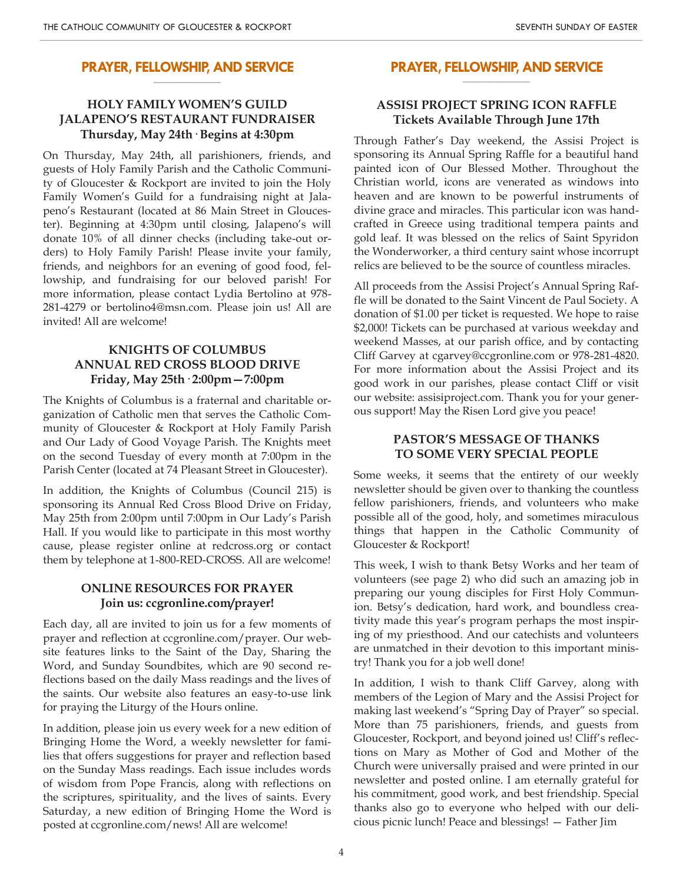## PRAYER, FELLOWSHIP, AND SERVICE

### HOLY FAMILY WOMEN'S GUILD JALAPENO'S RESTAURANT FUNDRAISER
**Thursday, May 24th · Begins at 4:30pm**

On Thursday, May 24th, all parishioners, friends, and guests of Holy Family Parish and the Catholic Community of Gloucester & Rockport are invited to join the Holy Family Women's Guild for a fundraising night at Jalapeno's Restaurant (located at 86 Main Street in Gloucester). Beginning at 4:30pm until closing, Jalapeno's will donate 10% of all dinner checks (including take-out orders) to Holy Family Parish! Please invite your family, friends, and neighbors for an evening of good food, fellowship, and fundraising for our beloved parish! For more information, please contact Lydia Bertolino at 978-281-4279 or bertolino4@msn.com. Please join us! All are invited! All are welcome!

### KNIGHTS OF COLUMBUS ANNUAL RED CROSS BLOOD DRIVE
**Friday, May 25th · 2:00pm—7:00pm**

The Knights of Columbus is a fraternal and charitable organization of Catholic men that serves the Catholic Community of Gloucester & Rockport at Holy Family Parish and Our Lady of Good Voyage Parish. The Knights meet on the second Tuesday of every month at 7:00pm in the Parish Center (located at 74 Pleasant Street in Gloucester).

In addition, the Knights of Columbus (Council 215) is sponsoring its Annual Red Cross Blood Drive on Friday, May 25th from 2:00pm until 7:00pm in Our Lady's Parish Hall. If you would like to participate in this most worthy cause, please register online at redcross.org or contact them by telephone at 1-800-RED-CROSS. All are welcome!

### ONLINE RESOURCES FOR PRAYER
**Join us: ccgronline.com/prayer!**

Each day, all are invited to join us for a few moments of prayer and reflection at ccgronline.com/prayer. Our website features links to the Saint of the Day, Sharing the Word, and Sunday Soundbites, which are 90 second reflections based on the daily Mass readings and the lives of the saints. Our website also features an easy-to-use link for praying the Liturgy of the Hours online.

In addition, please join us every week for a new edition of Bringing Home the Word, a weekly newsletter for families that offers suggestions for prayer and reflection based on the Sunday Mass readings. Each issue includes words of wisdom from Pope Francis, along with reflections on the scriptures, spirituality, and the lives of saints. Every Saturday, a new edition of Bringing Home the Word is posted at ccgronline.com/news! All are welcome!

## PRAYER, FELLOWSHIP, AND SERVICE

### ASSISI PROJECT SPRING ICON RAFFLE
**Tickets Available Through June 17th**

Through Father's Day weekend, the Assisi Project is sponsoring its Annual Spring Raffle for a beautiful hand painted icon of Our Blessed Mother. Throughout the Christian world, icons are venerated as windows into heaven and are known to be powerful instruments of divine grace and miracles. This particular icon was handcrafted in Greece using traditional tempera paints and gold leaf. It was blessed on the relics of Saint Spyridon the Wonderworker, a third century saint whose incorrupt relics are believed to be the source of countless miracles.

All proceeds from the Assisi Project's Annual Spring Raffle will be donated to the Saint Vincent de Paul Society. A donation of $1.00 per ticket is requested. We hope to raise $2,000! Tickets can be purchased at various weekday and weekend Masses, at our parish office, and by contacting Cliff Garvey at cgarvey@ccgronline.com or 978-281-4820. For more information about the Assisi Project and its good work in our parishes, please contact Cliff or visit our website: assisiproject.com. Thank you for your generous support! May the Risen Lord give you peace!

### PASTOR'S MESSAGE OF THANKS TO SOME VERY SPECIAL PEOPLE

Some weeks, it seems that the entirety of our weekly newsletter should be given over to thanking the countless fellow parishioners, friends, and volunteers who make possible all of the good, holy, and sometimes miraculous things that happen in the Catholic Community of Gloucester & Rockport!

This week, I wish to thank Betsy Works and her team of volunteers (see page 2) who did such an amazing job in preparing our young disciples for First Holy Communion. Betsy's dedication, hard work, and boundless creativity made this year's program perhaps the most inspiring of my priesthood. And our catechists and volunteers are unmatched in their devotion to this important ministry! Thank you for a job well done!

In addition, I wish to thank Cliff Garvey, along with members of the Legion of Mary and the Assisi Project for making last weekend's "Spring Day of Prayer" so special. More than 75 parishioners, friends, and guests from Gloucester, Rockport, and beyond joined us! Cliff's reflections on Mary as Mother of God and Mother of the Church were universally praised and were printed in our newsletter and posted online. I am eternally grateful for his commitment, good work, and best friendship. Special thanks also go to everyone who helped with our delicious picnic lunch! Peace and blessings! — Father Jim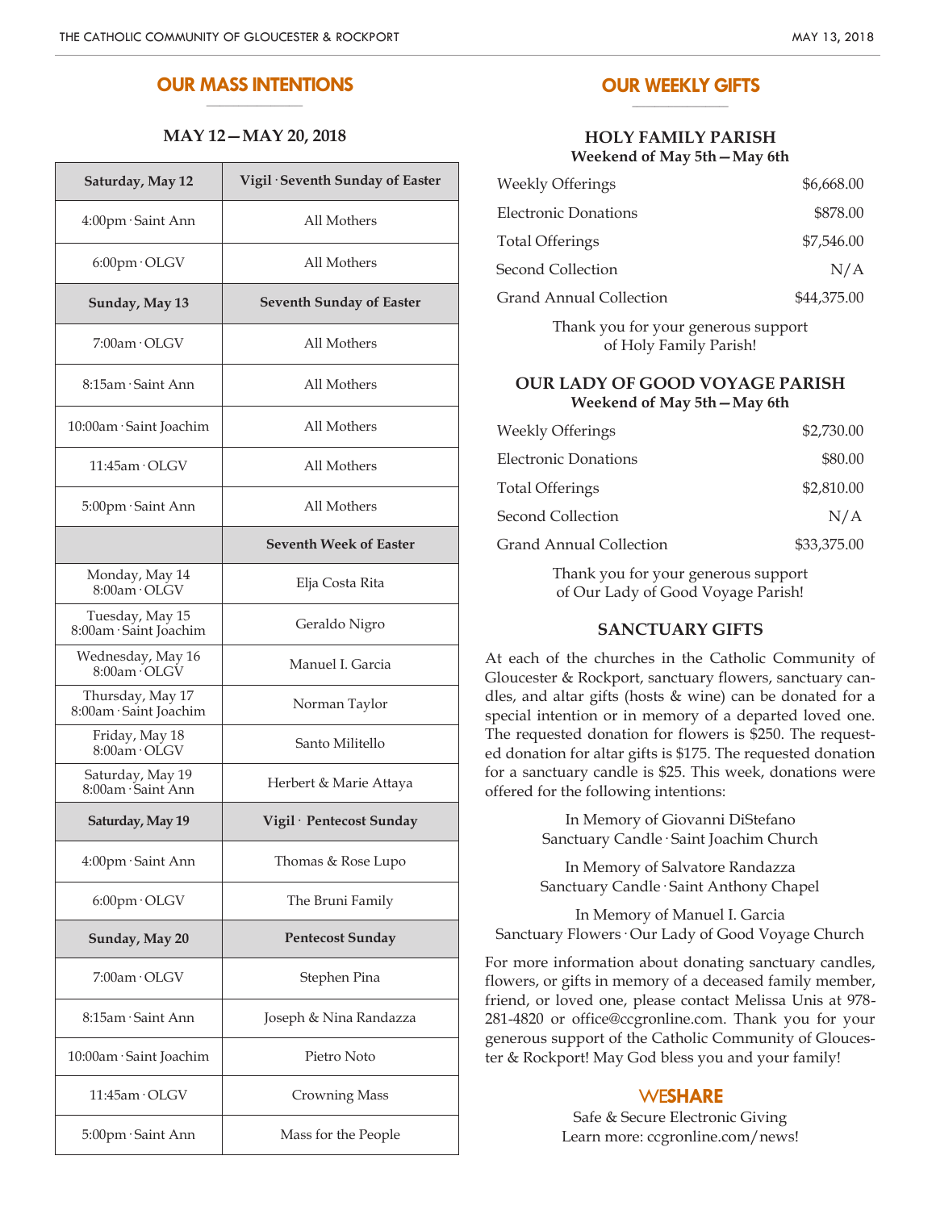## OUR MASS INTENTIONS

### MAY 12—MAY 20, 2018

| Saturday, May 12 | Vigil · Seventh Sunday of Easter |
|---|---|
| 4:00pm · Saint Ann | All Mothers |
| 6:00pm · OLGV | All Mothers |
| **Sunday, May 13** | **Seventh Sunday of Easter** |
| 7:00am · OLGV | All Mothers |
| 8:15am · Saint Ann | All Mothers |
| 10:00am · Saint Joachim | All Mothers |
| 11:45am · OLGV | All Mothers |
| 5:00pm · Saint Ann | All Mothers |
| | **Seventh Week of Easter** |
| Monday, May 14 8:00am · OLGV | Elja Costa Rita |
| Tuesday, May 15 8:00am · Saint Joachim | Geraldo Nigro |
| Wednesday, May 16 8:00am · OLGV | Manuel I. Garcia |
| Thursday, May 17 8:00am · Saint Joachim | Norman Taylor |
| Friday, May 18 8:00am · OLGV | Santo Militello |
| Saturday, May 19 8:00am · Saint Ann | Herbert & Marie Attaya |
| **Saturday, May 19** | **Vigil · Pentecost Sunday** |
| 4:00pm · Saint Ann | Thomas & Rose Lupo |
| 6:00pm · OLGV | The Bruni Family |
| **Sunday, May 20** | **Pentecost Sunday** |
| 7:00am · OLGV | Stephen Pina |
| 8:15am · Saint Ann | Joseph & Nina Randazza |
| 10:00am · Saint Joachim | Pietro Noto |
| 11:45am · OLGV | Crowning Mass |
| 5:00pm · Saint Ann | Mass for the People |

## OUR WEEKLY GIFTS

### HOLY FAMILY PARISH
**Weekend of May 5th—May 6th**

| | |
|---|---|
| Weekly Offerings | $6,668.00 |
| Electronic Donations | $878.00 |
| Total Offerings | $7,546.00 |
| Second Collection | N/A |
| Grand Annual Collection | $44,375.00 |

Thank you for your generous support of Holy Family Parish!

### OUR LADY OF GOOD VOYAGE PARISH
**Weekend of May 5th—May 6th**

| | |
|---|---|
| Weekly Offerings | $2,730.00 |
| Electronic Donations | $80.00 |
| Total Offerings | $2,810.00 |
| Second Collection | N/A |
| Grand Annual Collection | $33,375.00 |

Thank you for your generous support of Our Lady of Good Voyage Parish!

### SANCTUARY GIFTS

At each of the churches in the Catholic Community of Gloucester & Rockport, sanctuary flowers, sanctuary candles, and altar gifts (hosts & wine) can be donated for a special intention or in memory of a departed loved one. The requested donation for flowers is $250. The requested donation for altar gifts is $175. The requested donation for a sanctuary candle is $25. This week, donations were offered for the following intentions:

In Memory of Giovanni DiStefano
Sanctuary Candle · Saint Joachim Church

In Memory of Salvatore Randazza
Sanctuary Candle · Saint Anthony Chapel

In Memory of Manuel I. Garcia
Sanctuary Flowers · Our Lady of Good Voyage Church

For more information about donating sanctuary candles, flowers, or gifts in memory of a deceased family member, friend, or loved one, please contact Melissa Unis at 978-281-4820 or office@ccgronline.com. Thank you for your generous support of the Catholic Community of Gloucester & Rockport! May God bless you and your family!

### WESHARE

Safe & Secure Electronic Giving
Learn more: ccgronline.com/news!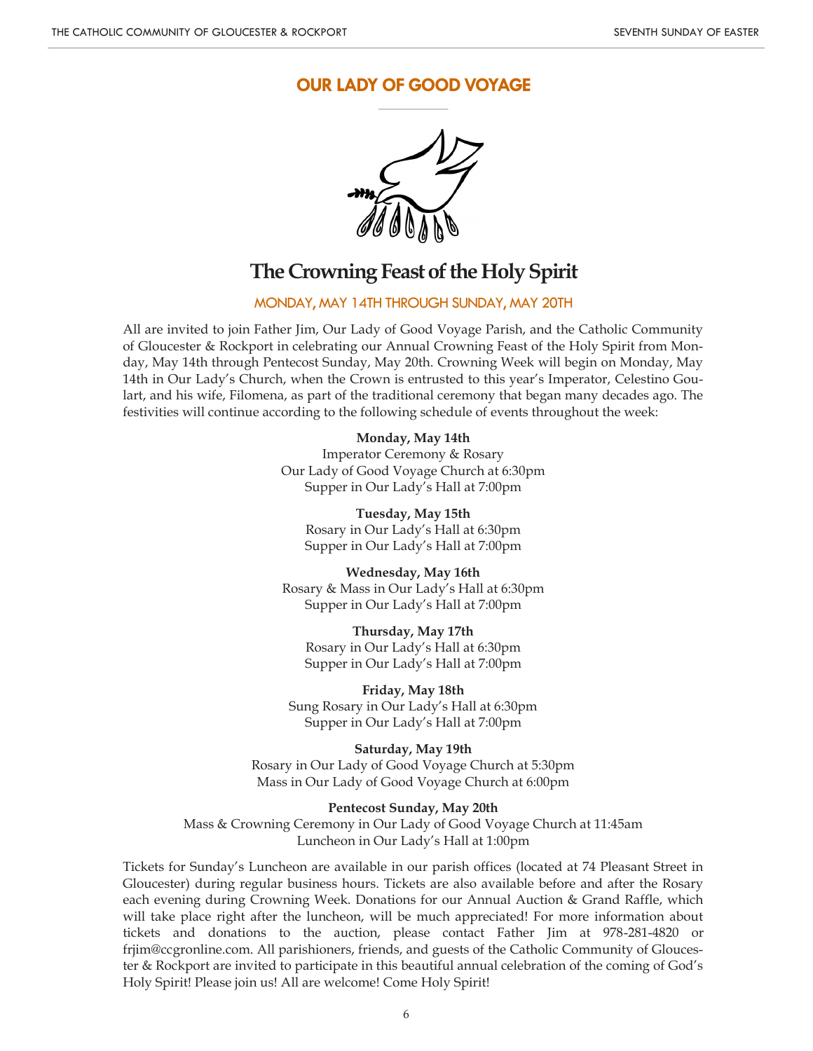## OUR LADY OF GOOD VOYAGE

# The Crowning Feast of the Holy Spirit

### MONDAY, MAY 14TH THROUGH SUNDAY, MAY 20TH

All are invited to join Father Jim, Our Lady of Good Voyage Parish, and the Catholic Community of Gloucester & Rockport in celebrating our Annual Crowning Feast of the Holy Spirit from Monday, May 14th through Pentecost Sunday, May 20th. Crowning Week will begin on Monday, May 14th in Our Lady's Church, when the Crown is entrusted to this year's Imperator, Celestino Goulart, and his wife, Filomena, as part of the traditional ceremony that began many decades ago. The festivities will continue according to the following schedule of events throughout the week:

**Monday, May 14th**
Imperator Ceremony & Rosary
Our Lady of Good Voyage Church at 6:30pm
Supper in Our Lady's Hall at 7:00pm

**Tuesday, May 15th**
Rosary in Our Lady's Hall at 6:30pm
Supper in Our Lady's Hall at 7:00pm

**Wednesday, May 16th**
Rosary & Mass in Our Lady's Hall at 6:30pm
Supper in Our Lady's Hall at 7:00pm

**Thursday, May 17th**
Rosary in Our Lady's Hall at 6:30pm
Supper in Our Lady's Hall at 7:00pm

**Friday, May 18th**
Sung Rosary in Our Lady's Hall at 6:30pm
Supper in Our Lady's Hall at 7:00pm

**Saturday, May 19th**
Rosary in Our Lady of Good Voyage Church at 5:30pm
Mass in Our Lady of Good Voyage Church at 6:00pm

**Pentecost Sunday, May 20th**
Mass & Crowning Ceremony in Our Lady of Good Voyage Church at 11:45am
Luncheon in Our Lady's Hall at 1:00pm

Tickets for Sunday's Luncheon are available in our parish offices (located at 74 Pleasant Street in Gloucester) during regular business hours. Tickets are also available before and after the Rosary each evening during Crowning Week. Donations for our Annual Auction & Grand Raffle, which will take place right after the luncheon, will be much appreciated! For more information about tickets and donations to the auction, please contact Father Jim at 978-281-4820 or frjim@ccgronline.com. All parishioners, friends, and guests of the Catholic Community of Gloucester & Rockport are invited to participate in this beautiful annual celebration of the coming of God's Holy Spirit! Please join us! All are welcome! Come Holy Spirit!